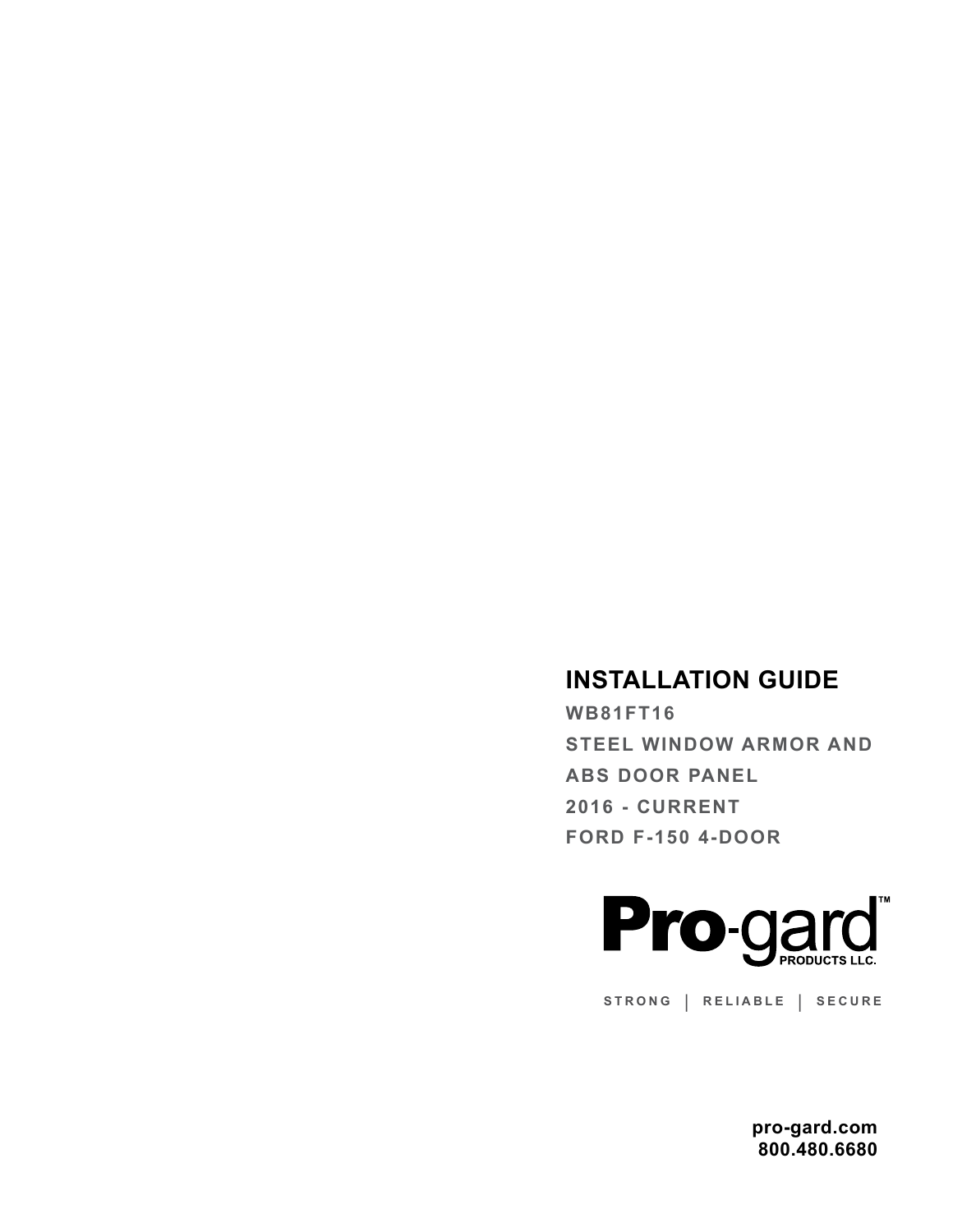# INSTALLATION GUIDE

**WB81FT16**

**STEEL WINDOW ARMOR AND**

**ABS DOOR PANEL**

**2016 - CURRENT**

**FORD F-150 4-DOOR**

**Pro-gard™**
**PRODUCTS LLC.**

STRONG | RELIABLE | SECURE

**pro-gard.com**
**800.480.6680**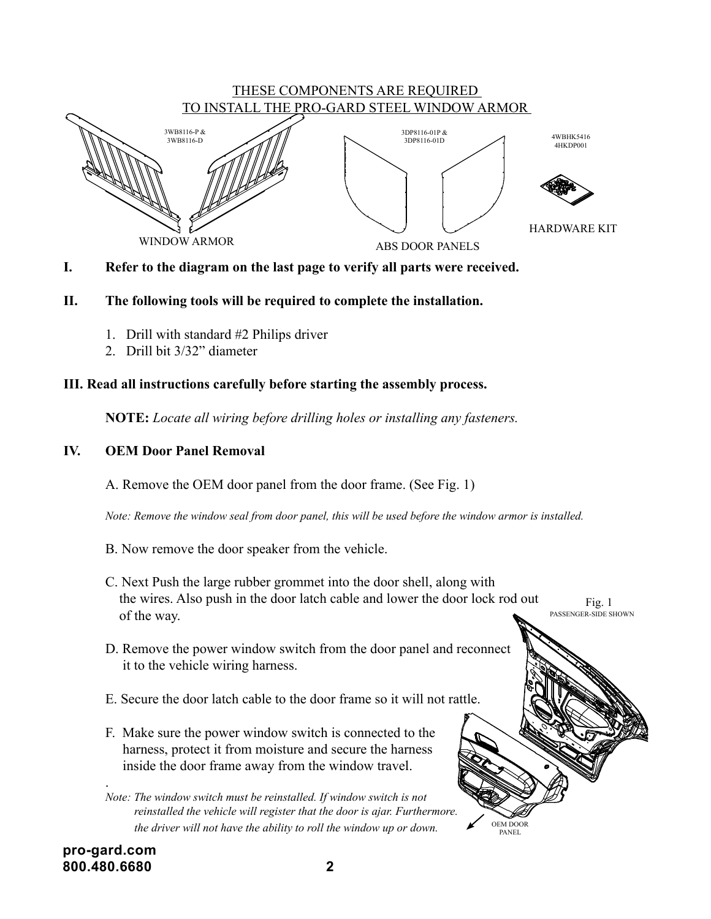THESE COMPONENTS ARE REQUIRED
TO INSTALL THE PRO-GARD STEEL WINDOW ARMOR

3WB8116-P &
3WB8116-D

WINDOW ARMOR

3DP8116-01P &
3DP8116-01D

ABS DOOR PANELS

4WBHK5416
4HKDP001

HARDWARE KIT

**I. Refer to the diagram on the last page to verify all parts were received.**

**II. The following tools will be required to complete the installation.**

1. Drill with standard #2 Philips driver
2. Drill bit 3/32" diameter

**III. Read all instructions carefully before starting the assembly process.**

**NOTE:** *Locate all wiring before drilling holes or installing any fasteners.*

**IV. OEM Door Panel Removal**

A. Remove the OEM door panel from the door frame. (See Fig. 1)

*Note: Remove the window seal from door panel, this will be used before the window armor is installed.*

B. Now remove the door speaker from the vehicle.

C. Next Push the large rubber grommet into the door shell, along with the wires. Also push in the door latch cable and lower the door lock rod out of the way.

D. Remove the power window switch from the door panel and reconnect it to the vehicle wiring harness.

E. Secure the door latch cable to the door frame so it will not rattle.

F. Make sure the power window switch is connected to the harness, protect it from moisture and secure the harness inside the door frame away from the window travel.

*Note: The window switch must be reinstalled. If window switch is not reinstalled the vehicle will register that the door is ajar. Furthermore. the driver will not have the ability to roll the window up or down.*

Fig. 1
PASSENGER-SIDE SHOWN

OEM DOOR PANEL

**pro-gard.com**
**800.480.6680**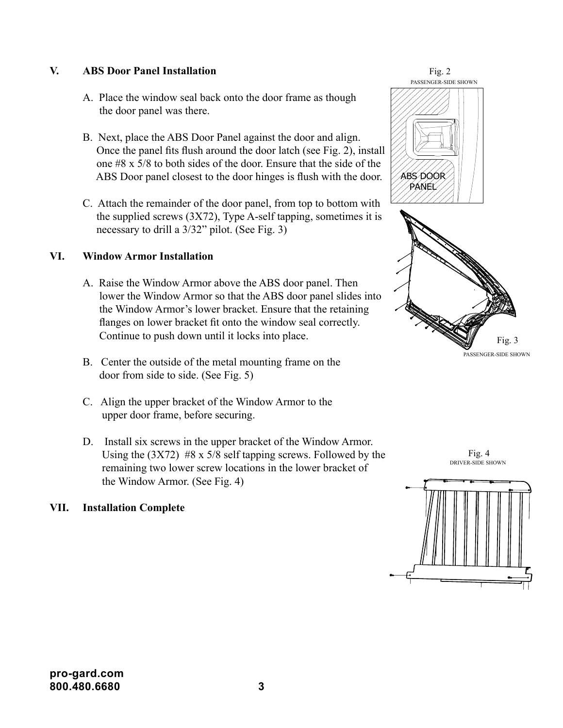## V. ABS Door Panel Installation

A. Place the window seal back onto the door frame as though the door panel was there.

B. Next, place the ABS Door Panel against the door and align. Once the panel fits flush around the door latch (see Fig. 2), install one #8 x 5/8 to both sides of the door. Ensure that the side of the ABS Door panel closest to the door hinges is flush with the door.

C. Attach the remainder of the door panel, from top to bottom with the supplied screws (3X72), Type A-self tapping, sometimes it is necessary to drill a 3/32" pilot. (See Fig. 3)

## VI. Window Armor Installation

A. Raise the Window Armor above the ABS door panel. Then lower the Window Armor so that the ABS door panel slides into the Window Armor's lower bracket. Ensure that the retaining flanges on lower bracket fit onto the window seal correctly. Continue to push down until it locks into place.

B. Center the outside of the metal mounting frame on the door from side to side. (See Fig. 5)

C. Align the upper bracket of the Window Armor to the upper door frame, before securing.

D. Install six screws in the upper bracket of the Window Armor. Using the (3X72) #8 x 5/8 self tapping screws. Followed by the remaining two lower screw locations in the lower bracket of the Window Armor. (See Fig. 4)

## VII. Installation Complete

Fig. 2
PASSENGER-SIDE SHOWN

ABS DOOR PANEL

Fig. 3
PASSENGER-SIDE SHOWN

Fig. 4
DRIVER-SIDE SHOWN

pro-gard.com
800.480.6680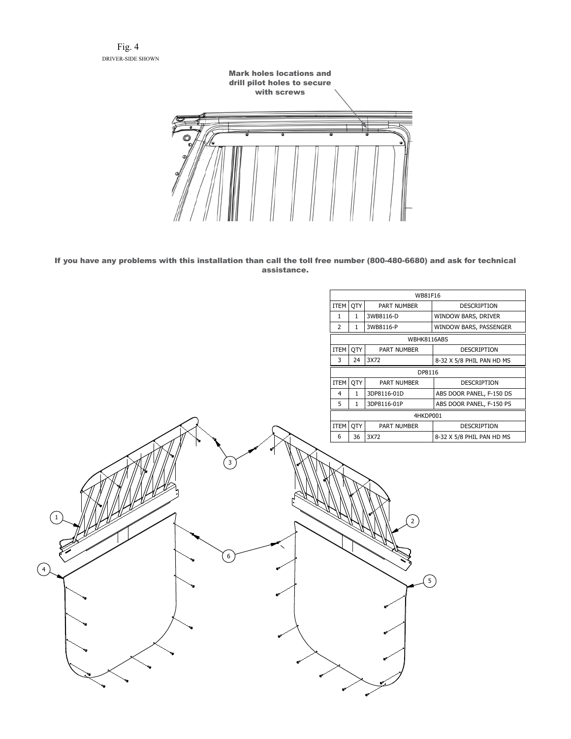Fig. 4

DRIVER-SIDE SHOWN

**Mark holes locations and drill pilot holes to secure with screws**

**If you have any problems with this installation than call the toll free number (800-480-6680) and ask for technical assistance.**

| WB81F16 | | | |
|---|---|---|---|
| ITEM | QTY | PART NUMBER | DESCRIPTION |
| 1 | 1 | 3WB8116-D | WINDOW BARS, DRIVER |
| 2 | 1 | 3WB8116-P | WINDOW BARS, PASSENGER |
| WBHK8116ABS | | | |
| ITEM | QTY | PART NUMBER | DESCRIPTION |
| 3 | 24 | 3X72 | 8-32 X 5/8 PHIL PAN HD MS |
| DP8116 | | | |
| ITEM | QTY | PART NUMBER | DESCRIPTION |
| 4 | 1 | 3DP8116-01D | ABS DOOR PANEL, F-150 DS |
| 5 | 1 | 3DP8116-01P | ABS DOOR PANEL, F-150 PS |
| 4HKDP001 | | | |
| ITEM | QTY | PART NUMBER | DESCRIPTION |
| 6 | 36 | 3X72 | 8-32 X 5/8 PHIL PAN HD MS |

1

2

3

4

5

6